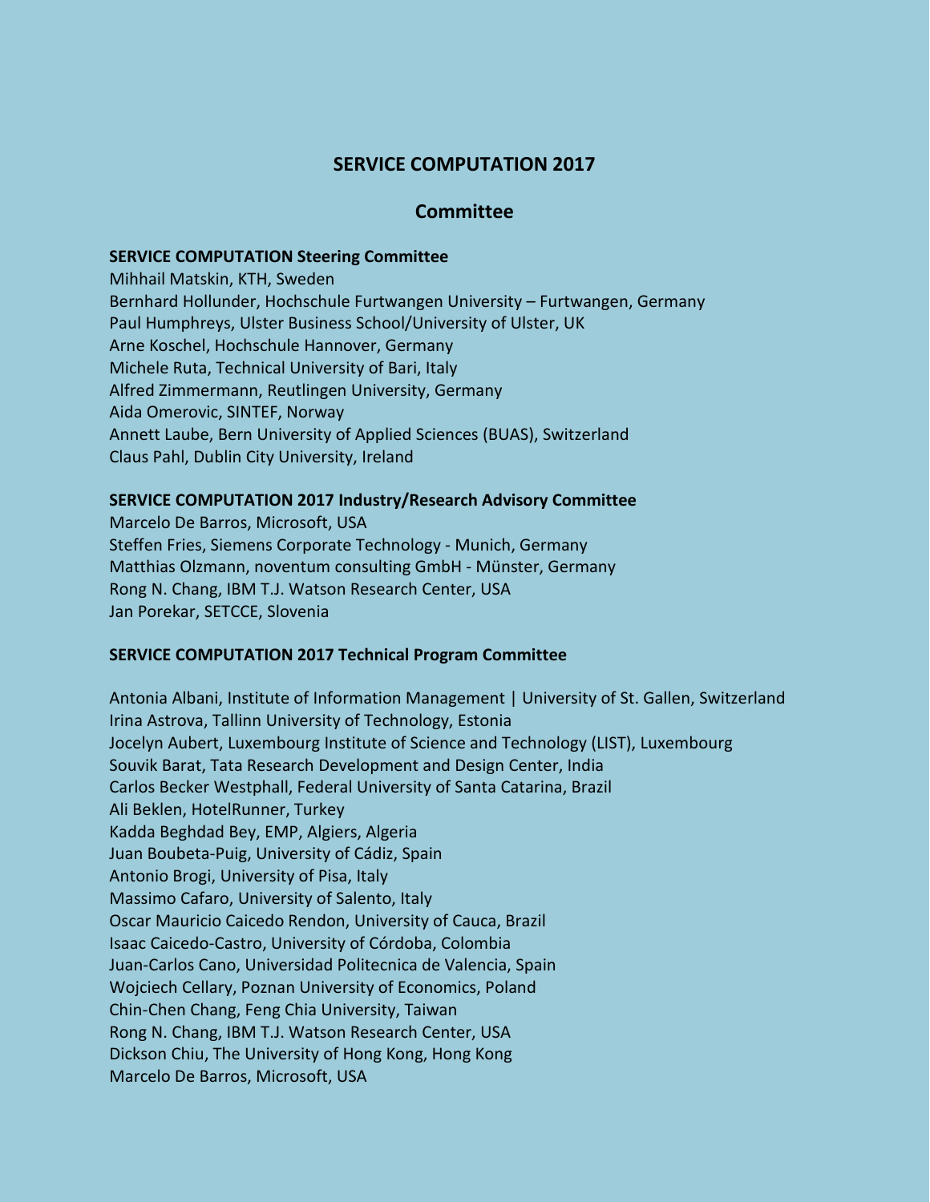# SERVICE COMPUTATION 2017

## Committee

### SERVICE COMPUTATION Steering Committee

Mihhail Matskin, KTH, Sweden
Bernhard Hollunder, Hochschule Furtwangen University – Furtwangen, Germany
Paul Humphreys, Ulster Business School/University of Ulster, UK
Arne Koschel, Hochschule Hannover, Germany
Michele Ruta, Technical University of Bari, Italy
Alfred Zimmermann, Reutlingen University, Germany
Aida Omerovic, SINTEF, Norway
Annett Laube, Bern University of Applied Sciences (BUAS), Switzerland
Claus Pahl, Dublin City University, Ireland

### SERVICE COMPUTATION 2017 Industry/Research Advisory Committee

Marcelo De Barros, Microsoft, USA
Steffen Fries, Siemens Corporate Technology - Munich, Germany
Matthias Olzmann, noventum consulting GmbH - Münster, Germany
Rong N. Chang, IBM T.J. Watson Research Center, USA
Jan Porekar, SETCCE, Slovenia

### SERVICE COMPUTATION 2017 Technical Program Committee

Antonia Albani, Institute of Information Management | University of St. Gallen, Switzerland
Irina Astrova, Tallinn University of Technology, Estonia
Jocelyn Aubert, Luxembourg Institute of Science and Technology (LIST), Luxembourg
Souvik Barat, Tata Research Development and Design Center, India
Carlos Becker Westphall, Federal University of Santa Catarina, Brazil
Ali Beklen, HotelRunner, Turkey
Kadda Beghdad Bey, EMP, Algiers, Algeria
Juan Boubeta-Puig, University of Cádiz, Spain
Antonio Brogi, University of Pisa, Italy
Massimo Cafaro, University of Salento, Italy
Oscar Mauricio Caicedo Rendon, University of Cauca, Brazil
Isaac Caicedo-Castro, University of Córdoba, Colombia
Juan-Carlos Cano, Universidad Politecnica de Valencia, Spain
Wojciech Cellary, Poznan University of Economics, Poland
Chin-Chen Chang, Feng Chia University, Taiwan
Rong N. Chang, IBM T.J. Watson Research Center, USA
Dickson Chiu, The University of Hong Kong, Hong Kong
Marcelo De Barros, Microsoft, USA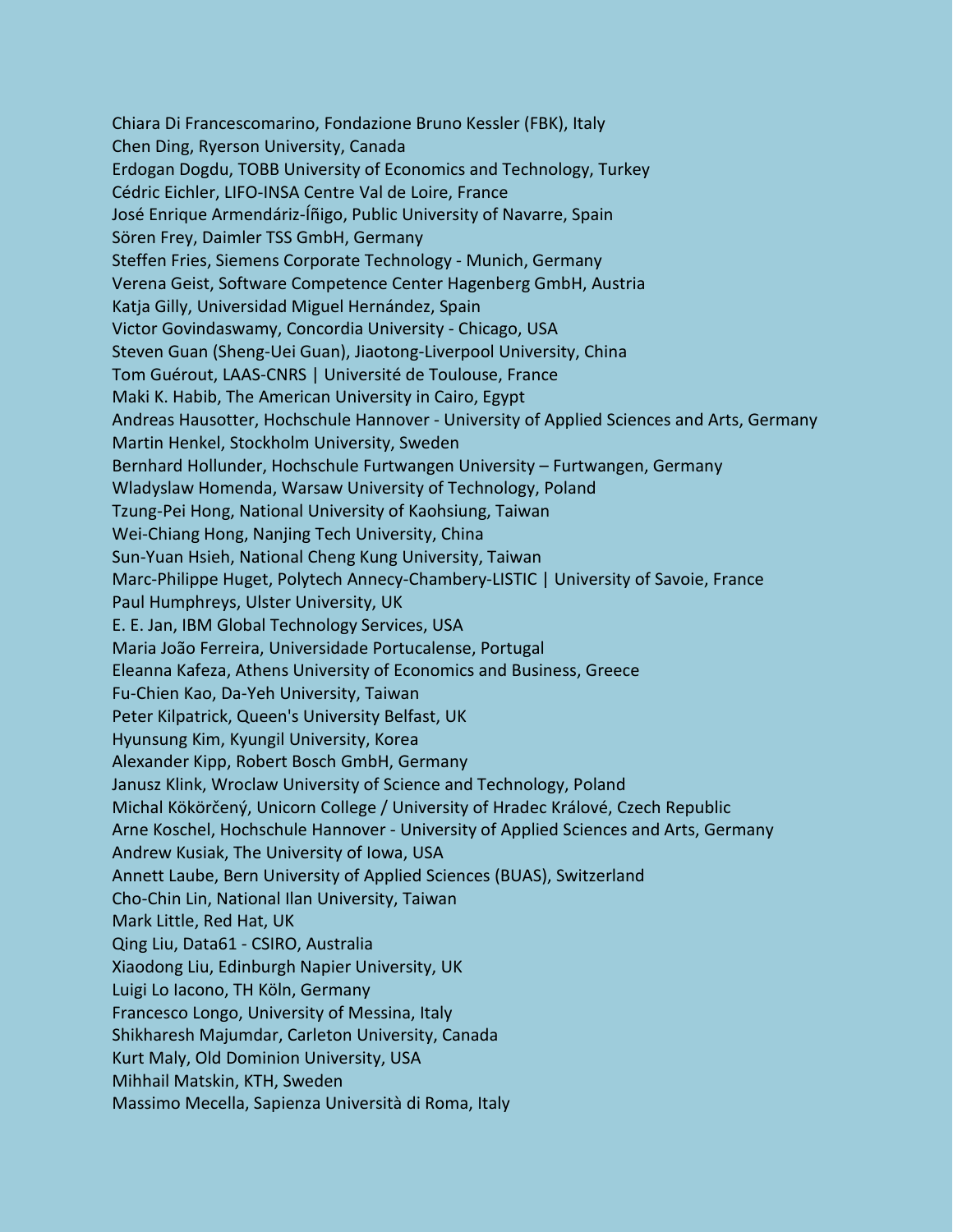Chiara Di Francescomarino, Fondazione Bruno Kessler (FBK), Italy
Chen Ding, Ryerson University, Canada
Erdogan Dogdu, TOBB University of Economics and Technology, Turkey
Cédric Eichler, LIFO-INSA Centre Val de Loire, France
José Enrique Armendáriz-Íñigo, Public University of Navarre, Spain
Sören Frey, Daimler TSS GmbH, Germany
Steffen Fries, Siemens Corporate Technology - Munich, Germany
Verena Geist, Software Competence Center Hagenberg GmbH, Austria
Katja Gilly, Universidad Miguel Hernández, Spain
Victor Govindaswamy, Concordia University - Chicago, USA
Steven Guan (Sheng-Uei Guan), Jiaotong-Liverpool University, China
Tom Guérout, LAAS-CNRS | Université de Toulouse, France
Maki K. Habib, The American University in Cairo, Egypt
Andreas Hausotter, Hochschule Hannover - University of Applied Sciences and Arts, Germany
Martin Henkel, Stockholm University, Sweden
Bernhard Hollunder, Hochschule Furtwangen University – Furtwangen, Germany
Wladyslaw Homenda, Warsaw University of Technology, Poland
Tzung-Pei Hong, National University of Kaohsiung, Taiwan
Wei-Chiang Hong, Nanjing Tech University, China
Sun-Yuan Hsieh, National Cheng Kung University, Taiwan
Marc-Philippe Huget, Polytech Annecy-Chambery-LISTIC | University of Savoie, France
Paul Humphreys, Ulster University, UK
E. E. Jan, IBM Global Technology Services, USA
Maria João Ferreira, Universidade Portucalense, Portugal
Eleanna Kafeza, Athens University of Economics and Business, Greece
Fu-Chien Kao, Da-Yeh University, Taiwan
Peter Kilpatrick, Queen's University Belfast, UK
Hyunsung Kim, Kyungil University, Korea
Alexander Kipp, Robert Bosch GmbH, Germany
Janusz Klink, Wroclaw University of Science and Technology, Poland
Michal Kökörčený, Unicorn College / University of Hradec Králové, Czech Republic
Arne Koschel, Hochschule Hannover - University of Applied Sciences and Arts, Germany
Andrew Kusiak, The University of Iowa, USA
Annett Laube, Bern University of Applied Sciences (BUAS), Switzerland
Cho-Chin Lin, National Ilan University, Taiwan
Mark Little, Red Hat, UK
Qing Liu, Data61 - CSIRO, Australia
Xiaodong Liu, Edinburgh Napier University, UK
Luigi Lo Iacono, TH Köln, Germany
Francesco Longo, University of Messina, Italy
Shikharesh Majumdar, Carleton University, Canada
Kurt Maly, Old Dominion University, USA
Mihhail Matskin, KTH, Sweden
Massimo Mecella, Sapienza Università di Roma, Italy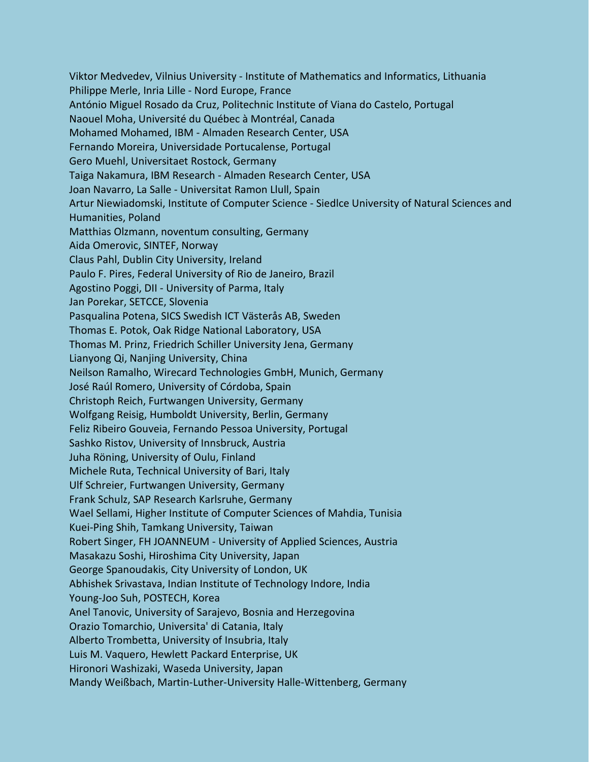Viktor Medvedev, Vilnius University - Institute of Mathematics and Informatics, Lithuania
Philippe Merle, Inria Lille - Nord Europe, France
António Miguel Rosado da Cruz, Politechnic Institute of Viana do Castelo, Portugal
Naouel Moha, Université du Québec à Montréal, Canada
Mohamed Mohamed, IBM - Almaden Research Center, USA
Fernando Moreira, Universidade Portucalense, Portugal
Gero Muehl, Universitaet Rostock, Germany
Taiga Nakamura, IBM Research - Almaden Research Center, USA
Joan Navarro, La Salle - Universitat Ramon Llull, Spain
Artur Niewiadomski, Institute of Computer Science - Siedlce University of Natural Sciences and Humanities, Poland
Matthias Olzmann, noventum consulting, Germany
Aida Omerovic, SINTEF, Norway
Claus Pahl, Dublin City University, Ireland
Paulo F. Pires, Federal University of Rio de Janeiro, Brazil
Agostino Poggi, DII - University of Parma, Italy
Jan Porekar, SETCCE, Slovenia
Pasqualina Potena, SICS Swedish ICT Västerås AB, Sweden
Thomas E. Potok, Oak Ridge National Laboratory, USA
Thomas M. Prinz, Friedrich Schiller University Jena, Germany
Lianyong Qi, Nanjing University, China
Neilson Ramalho, Wirecard Technologies GmbH, Munich, Germany
José Raúl Romero, University of Córdoba, Spain
Christoph Reich, Furtwangen University, Germany
Wolfgang Reisig, Humboldt University, Berlin, Germany
Feliz Ribeiro Gouveia, Fernando Pessoa University, Portugal
Sashko Ristov, University of Innsbruck, Austria
Juha Röning, University of Oulu, Finland
Michele Ruta, Technical University of Bari, Italy
Ulf Schreier, Furtwangen University, Germany
Frank Schulz, SAP Research Karlsruhe, Germany
Wael Sellami, Higher Institute of Computer Sciences of Mahdia, Tunisia
Kuei-Ping Shih, Tamkang University, Taiwan
Robert Singer, FH JOANNEUM - University of Applied Sciences, Austria
Masakazu Soshi, Hiroshima City University, Japan
George Spanoudakis, City University of London, UK
Abhishek Srivastava, Indian Institute of Technology Indore, India
Young-Joo Suh, POSTECH, Korea
Anel Tanovic, University of Sarajevo, Bosnia and Herzegovina
Orazio Tomarchio, Universita' di Catania, Italy
Alberto Trombetta, University of Insubria, Italy
Luis M. Vaquero, Hewlett Packard Enterprise, UK
Hironori Washizaki, Waseda University, Japan
Mandy Weißbach, Martin-Luther-University Halle-Wittenberg, Germany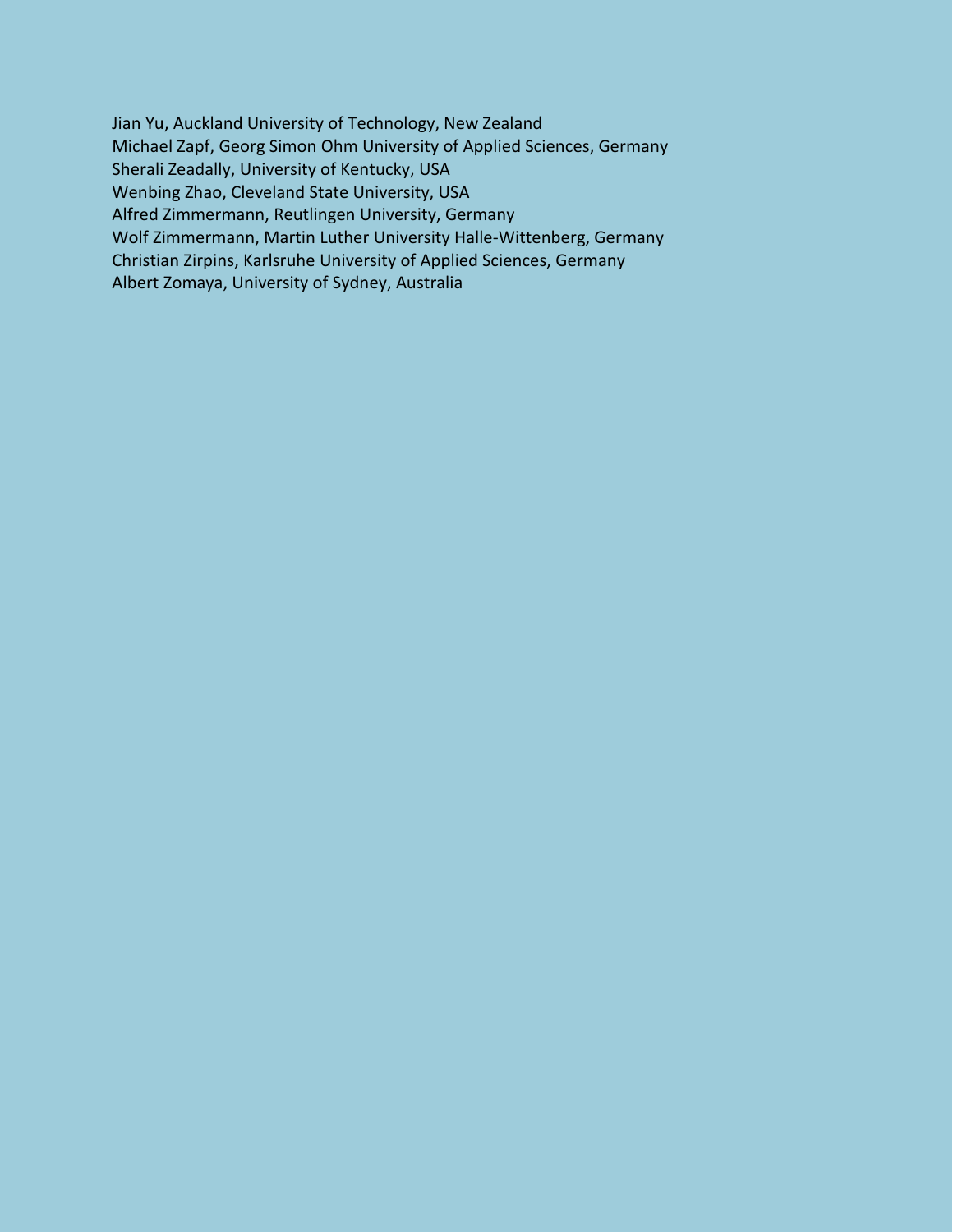Jian Yu, Auckland University of Technology, New Zealand
Michael Zapf, Georg Simon Ohm University of Applied Sciences, Germany
Sherali Zeadally, University of Kentucky, USA
Wenbing Zhao, Cleveland State University, USA
Alfred Zimmermann, Reutlingen University, Germany
Wolf Zimmermann, Martin Luther University Halle-Wittenberg, Germany
Christian Zirpins, Karlsruhe University of Applied Sciences, Germany
Albert Zomaya, University of Sydney, Australia